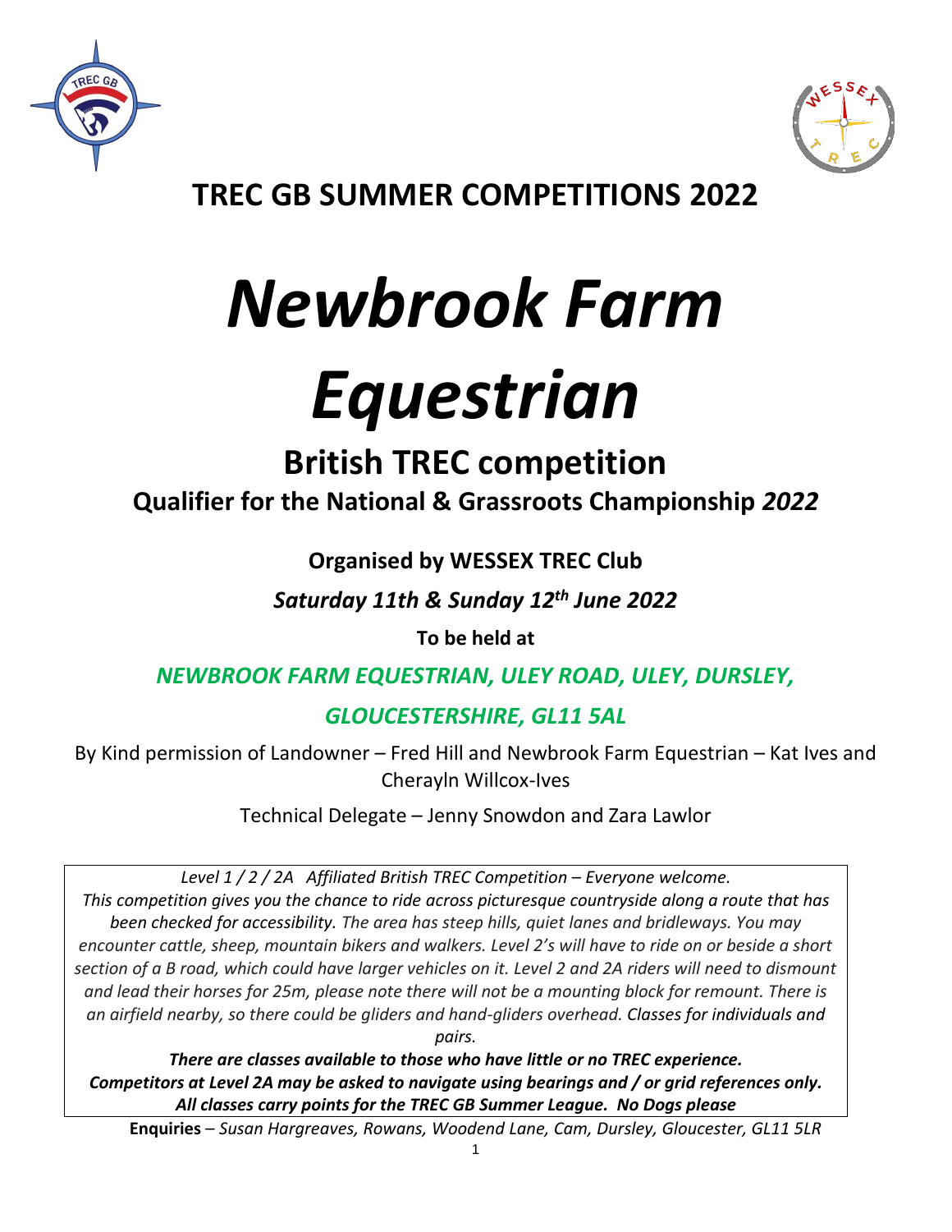# TREC GB SUMMER COMPETITIONS 2022

# *Newbrook Farm Equestrian*

## British TREC competition

### Qualifier for the National & Grassroots Championship *2022*

**Organised by WESSEX TREC Club**

***Saturday 11th & Sunday 12th June 2022***

**To be held at**

***NEWBROOK FARM EQUESTRIAN, ULEY ROAD, ULEY, DURSLEY, GLOUCESTERSHIRE, GL11 5AL***

By Kind permission of Landowner – Fred Hill and Newbrook Farm Equestrian – Kat Ives and Cherayln Willcox-Ives

Technical Delegate – Jenny Snowdon and Zara Lawlor

*Level 1 / 2 / 2A Affiliated British TREC Competition – Everyone welcome.*
*This competition gives you the chance to ride across picturesque countryside along a route that has been checked for accessibility. The area has steep hills, quiet lanes and bridleways. You may encounter cattle, sheep, mountain bikers and walkers. Level 2's will have to ride on or beside a short section of a B road, which could have larger vehicles on it. Level 2 and 2A riders will need to dismount and lead their horses for 25m, please note there will not be a mounting block for remount. There is an airfield nearby, so there could be gliders and hand-gliders overhead. Classes for individuals and pairs.*
***There are classes available to those who have little or no TREC experience.***
***Competitors at Level 2A may be asked to navigate using bearings and / or grid references only.***
***All classes carry points for the TREC GB Summer League. No Dogs please***

**Enquiries** – *Susan Hargreaves, Rowans, Woodend Lane, Cam, Dursley, Gloucester, GL11 5LR*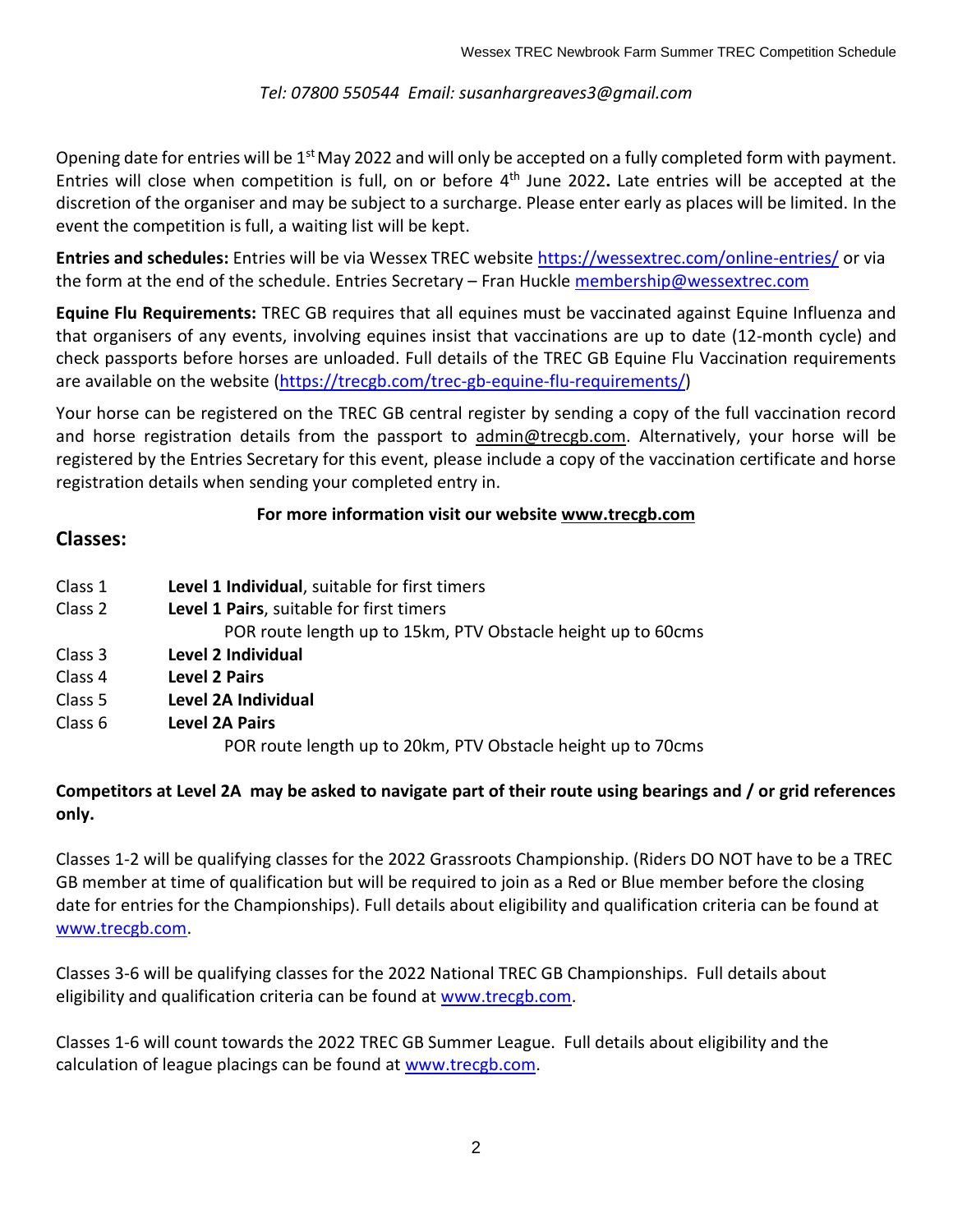*Tel: 07800 550544  Email: susanhargreaves3@gmail.com*

Opening date for entries will be 1st May 2022 and will only be accepted on a fully completed form with payment. Entries will close when competition is full, on or before 4th June 2022**.** Late entries will be accepted at the discretion of the organiser and may be subject to a surcharge. Please enter early as places will be limited. In the event the competition is full, a waiting list will be kept.

**Entries and schedules:** Entries will be via Wessex TREC website [https://wessextrec.com/online-entries/](https://wessextrec.com/online-entries/) or via the form at the end of the schedule. Entries Secretary – Fran Huckle [membership@wessextrec.com](mailto:membership@wessextrec.com)

**Equine Flu Requirements:** TREC GB requires that all equines must be vaccinated against Equine Influenza and that organisers of any events, involving equines insist that vaccinations are up to date (12-month cycle) and check passports before horses are unloaded. Full details of the TREC GB Equine Flu Vaccination requirements are available on the website ([https://trecgb.com/trec-gb-equine-flu-requirements/](https://trecgb.com/trec-gb-equine-flu-requirements/))

Your horse can be registered on the TREC GB central register by sending a copy of the full vaccination record and horse registration details from the passport to admin@trecgb.com. Alternatively, your horse will be registered by the Entries Secretary for this event, please include a copy of the vaccination certificate and horse registration details when sending your completed entry in.

**For more information visit our website www.trecgb.com**

## Classes:

Class 1 **Level 1 Individual**, suitable for first timers
Class 2 **Level 1 Pairs**, suitable for first timers
POR route length up to 15km, PTV Obstacle height up to 60cms
Class 3 **Level 2 Individual**
Class 4 **Level 2 Pairs**
Class 5 **Level 2A Individual**
Class 6 **Level 2A Pairs**
POR route length up to 20km, PTV Obstacle height up to 70cms

**Competitors at Level 2A may be asked to navigate part of their route using bearings and / or grid references only.**

Classes 1-2 will be qualifying classes for the 2022 Grassroots Championship. (Riders DO NOT have to be a TREC GB member at time of qualification but will be required to join as a Red or Blue member before the closing date for entries for the Championships). Full details about eligibility and qualification criteria can be found at [www.trecgb.com](http://www.trecgb.com).

Classes 3-6 will be qualifying classes for the 2022 National TREC GB Championships. Full details about eligibility and qualification criteria can be found at [www.trecgb.com](http://www.trecgb.com).

Classes 1-6 will count towards the 2022 TREC GB Summer League. Full details about eligibility and the calculation of league placings can be found at [www.trecgb.com](http://www.trecgb.com).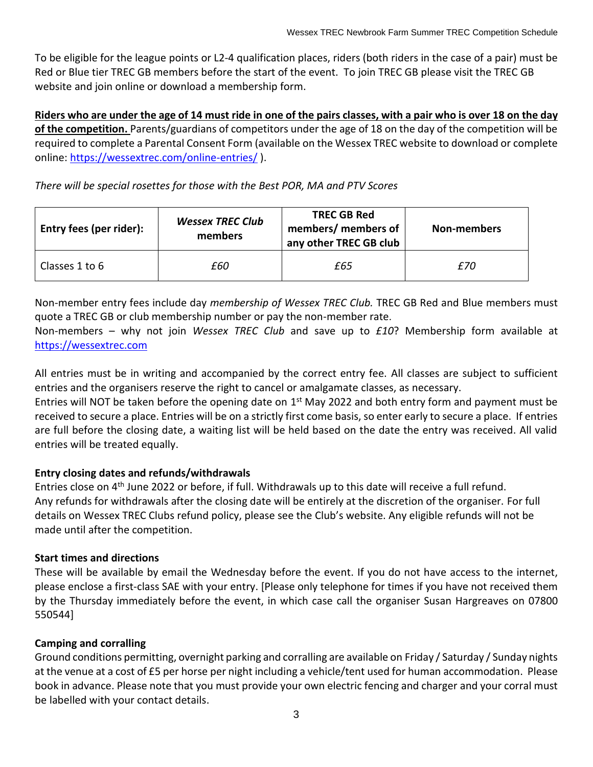To be eligible for the league points or L2-4 qualification places, riders (both riders in the case of a pair) must be Red or Blue tier TREC GB members before the start of the event. To join TREC GB please visit the TREC GB website and join online or download a membership form.

**Riders who are under the age of 14 must ride in one of the pairs classes, with a pair who is over 18 on the day of the competition.** Parents/guardians of competitors under the age of 18 on the day of the competition will be required to complete a Parental Consent Form (available on the Wessex TREC website to download or complete online: https://wessextrec.com/online-entries/ ).

*There will be special rosettes for those with the Best POR, MA and PTV Scores*

| Entry fees (per rider): | *Wessex TREC Club* members | TREC GB Red members/ members of any other TREC GB club | Non-members |
|---|---|---|---|
| Classes 1 to 6 | *£60* | *£65* | *£70* |

Non-member entry fees include day *membership of Wessex TREC Club.* TREC GB Red and Blue members must quote a TREC GB or club membership number or pay the non-member rate.
Non-members – why not join *Wessex TREC Club* and save up to *£10*? Membership form available at https://wessextrec.com

All entries must be in writing and accompanied by the correct entry fee. All classes are subject to sufficient entries and the organisers reserve the right to cancel or amalgamate classes, as necessary.
Entries will NOT be taken before the opening date on 1st May 2022 and both entry form and payment must be received to secure a place. Entries will be on a strictly first come basis, so enter early to secure a place. If entries are full before the closing date, a waiting list will be held based on the date the entry was received. All valid entries will be treated equally.

**Entry closing dates and refunds/withdrawals**

Entries close on 4th June 2022 or before, if full. Withdrawals up to this date will receive a full refund.
Any refunds for withdrawals after the closing date will be entirely at the discretion of the organiser. For full details on Wessex TREC Clubs refund policy, please see the Club's website. Any eligible refunds will not be made until after the competition.

**Start times and directions**

These will be available by email the Wednesday before the event. If you do not have access to the internet, please enclose a first-class SAE with your entry. [Please only telephone for times if you have not received them by the Thursday immediately before the event, in which case call the organiser Susan Hargreaves on 07800 550544]

**Camping and corralling**

Ground conditions permitting, overnight parking and corralling are available on Friday / Saturday / Sunday nights at the venue at a cost of £5 per horse per night including a vehicle/tent used for human accommodation. Please book in advance. Please note that you must provide your own electric fencing and charger and your corral must be labelled with your contact details.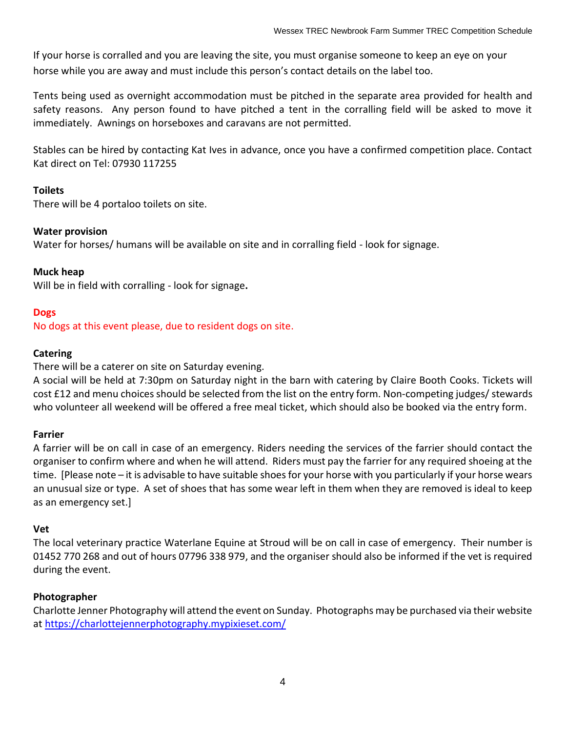If your horse is corralled and you are leaving the site, you must organise someone to keep an eye on your horse while you are away and must include this person's contact details on the label too.

Tents being used as overnight accommodation must be pitched in the separate area provided for health and safety reasons. Any person found to have pitched a tent in the corralling field will be asked to move it immediately. Awnings on horseboxes and caravans are not permitted.

Stables can be hired by contacting Kat Ives in advance, once you have a confirmed competition place. Contact Kat direct on Tel: 07930 117255

**Toilets**
There will be 4 portaloo toilets on site.

**Water provision**
Water for horses/ humans will be available on site and in corralling field - look for signage.

**Muck heap**
Will be in field with corralling - look for signage**.**

**Dogs**
No dogs at this event please, due to resident dogs on site.

**Catering**
There will be a caterer on site on Saturday evening.
A social will be held at 7:30pm on Saturday night in the barn with catering by Claire Booth Cooks. Tickets will cost £12 and menu choices should be selected from the list on the entry form. Non-competing judges/ stewards who volunteer all weekend will be offered a free meal ticket, which should also be booked via the entry form.

**Farrier**
A farrier will be on call in case of an emergency. Riders needing the services of the farrier should contact the organiser to confirm where and when he will attend. Riders must pay the farrier for any required shoeing at the time. [Please note – it is advisable to have suitable shoes for your horse with you particularly if your horse wears an unusual size or type. A set of shoes that has some wear left in them when they are removed is ideal to keep as an emergency set.]

**Vet**
The local veterinary practice Waterlane Equine at Stroud will be on call in case of emergency. Their number is 01452 770 268 and out of hours 07796 338 979, and the organiser should also be informed if the vet is required during the event.

**Photographer**
Charlotte Jenner Photography will attend the event on Sunday. Photographs may be purchased via their website at https://charlottejennerphotography.mypixieset.com/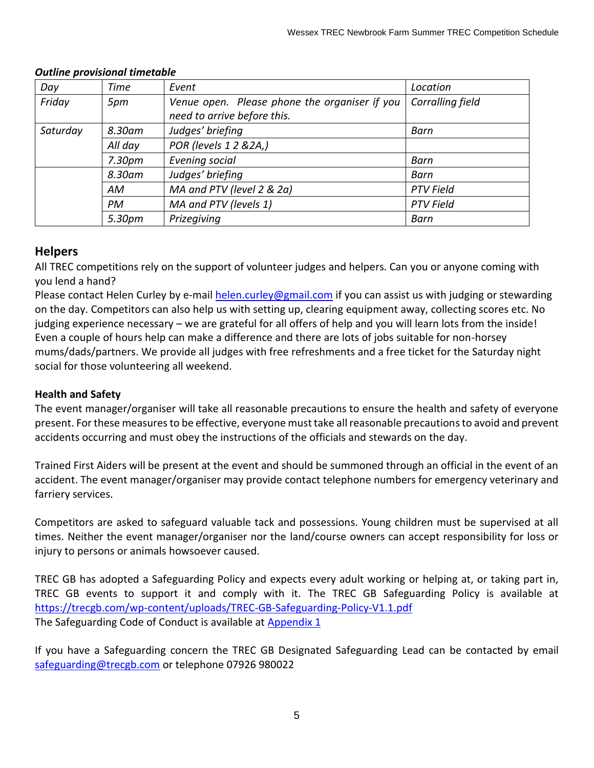***Outline provisional timetable***

| *Day* | *Time* | *Event* | *Location* |
|---|---|---|---|
| *Friday* | *5pm* | *Venue open. Please phone the organiser if you need to arrive before this.* | *Corralling field* |
| *Saturday* | *8.30am* | *Judges' briefing* | *Barn* |
| | *All day* | *POR (levels 1 2 &2A,)* | |
| | *7.30pm* | *Evening social* | *Barn* |
| | *8.30am* | *Judges' briefing* | *Barn* |
| | *AM* | *MA and PTV (level 2 & 2a)* | *PTV Field* |
| | *PM* | *MA and PTV (levels 1)* | *PTV Field* |
| | *5.30pm* | *Prizegiving* | *Barn* |

## Helpers

All TREC competitions rely on the support of volunteer judges and helpers. Can you or anyone coming with you lend a hand?

Please contact Helen Curley by e-mail helen.curley@gmail.com if you can assist us with judging or stewarding on the day. Competitors can also help us with setting up, clearing equipment away, collecting scores etc. No judging experience necessary – we are grateful for all offers of help and you will learn lots from the inside! Even a couple of hours help can make a difference and there are lots of jobs suitable for non-horsey mums/dads/partners. We provide all judges with free refreshments and a free ticket for the Saturday night social for those volunteering all weekend.

**Health and Safety**

The event manager/organiser will take all reasonable precautions to ensure the health and safety of everyone present. For these measures to be effective, everyone must take all reasonable precautions to avoid and prevent accidents occurring and must obey the instructions of the officials and stewards on the day.

Trained First Aiders will be present at the event and should be summoned through an official in the event of an accident. The event manager/organiser may provide contact telephone numbers for emergency veterinary and farriery services.

Competitors are asked to safeguard valuable tack and possessions. Young children must be supervised at all times. Neither the event manager/organiser nor the land/course owners can accept responsibility for loss or injury to persons or animals howsoever caused.

TREC GB has adopted a Safeguarding Policy and expects every adult working or helping at, or taking part in, TREC GB events to support it and comply with it. The TREC GB Safeguarding Policy is available at https://trecgb.com/wp-content/uploads/TREC-GB-Safeguarding-Policy-V1.1.pdf
The Safeguarding Code of Conduct is available at Appendix 1

If you have a Safeguarding concern the TREC GB Designated Safeguarding Lead can be contacted by email safeguarding@trecgb.com or telephone 07926 980022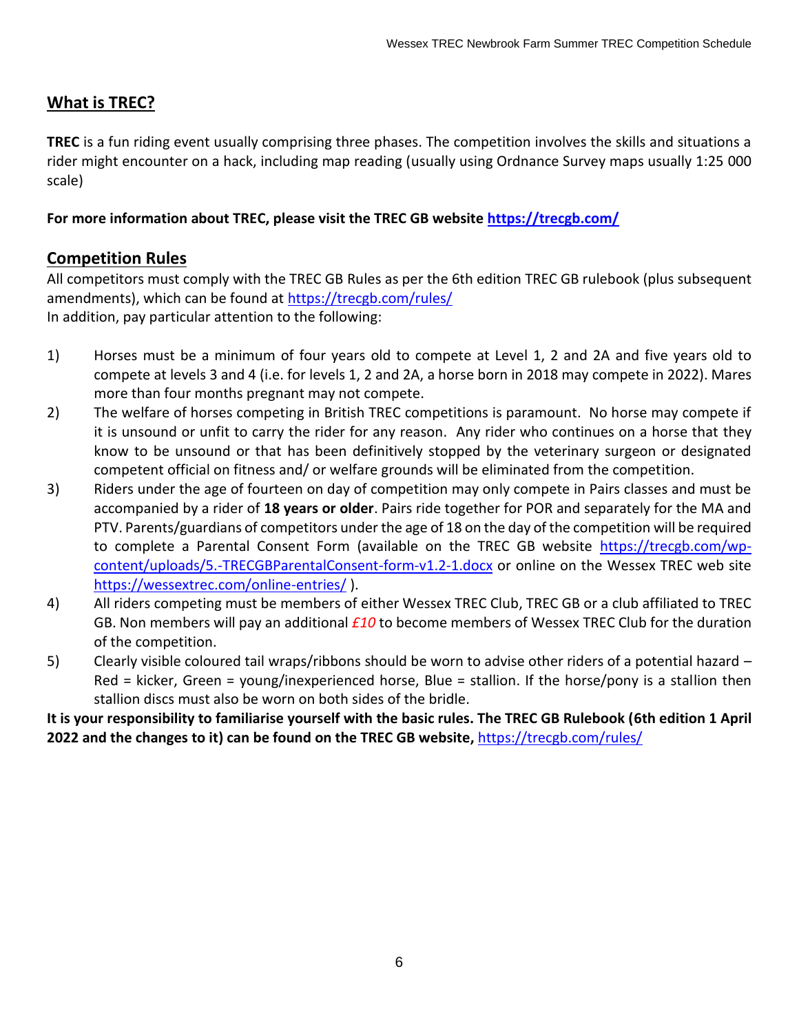## What is TREC?

**TREC** is a fun riding event usually comprising three phases. The competition involves the skills and situations a rider might encounter on a hack, including map reading (usually using Ordnance Survey maps usually 1:25 000 scale)

**For more information about TREC, please visit the TREC GB website [https://trecgb.com/](https://trecgb.com/)**

## Competition Rules

All competitors must comply with the TREC GB Rules as per the 6th edition TREC GB rulebook (plus subsequent amendments), which can be found at [https://trecgb.com/rules/](https://trecgb.com/rules/)

In addition, pay particular attention to the following:

1) Horses must be a minimum of four years old to compete at Level 1, 2 and 2A and five years old to compete at levels 3 and 4 (i.e. for levels 1, 2 and 2A, a horse born in 2018 may compete in 2022). Mares more than four months pregnant may not compete.
2) The welfare of horses competing in British TREC competitions is paramount. No horse may compete if it is unsound or unfit to carry the rider for any reason. Any rider who continues on a horse that they know to be unsound or that has been definitively stopped by the veterinary surgeon or designated competent official on fitness and/ or welfare grounds will be eliminated from the competition.
3) Riders under the age of fourteen on day of competition may only compete in Pairs classes and must be accompanied by a rider of **18 years or older**. Pairs ride together for POR and separately for the MA and PTV. Parents/guardians of competitors under the age of 18 on the day of the competition will be required to complete a Parental Consent Form (available on the TREC GB website [https://trecgb.com/wp-content/uploads/5.-TRECGBParentalConsent-form-v1.2-1.docx](https://trecgb.com/wp-content/uploads/5.-TRECGBParentalConsent-form-v1.2-1.docx) or online on the Wessex TREC web site [https://wessextrec.com/online-entries/](https://wessextrec.com/online-entries/) ).
4) All riders competing must be members of either Wessex TREC Club, TREC GB or a club affiliated to TREC GB. Non members will pay an additional *£10* to become members of Wessex TREC Club for the duration of the competition.
5) Clearly visible coloured tail wraps/ribbons should be worn to advise other riders of a potential hazard – Red = kicker, Green = young/inexperienced horse, Blue = stallion. If the horse/pony is a stallion then stallion discs must also be worn on both sides of the bridle.

**It is your responsibility to familiarise yourself with the basic rules. The TREC GB Rulebook (6th edition 1 April 2022 and the changes to it) can be found on the TREC GB website,** [https://trecgb.com/rules/](https://trecgb.com/rules/)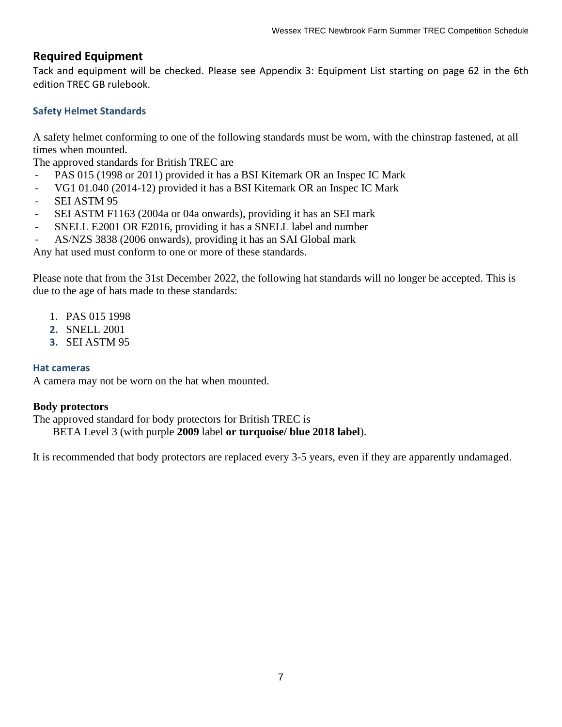## Required Equipment

Tack and equipment will be checked. Please see Appendix 3: Equipment List starting on page 62 in the 6th edition TREC GB rulebook.

### Safety Helmet Standards

A safety helmet conforming to one of the following standards must be worn, with the chinstrap fastened, at all times when mounted.

The approved standards for British TREC are

- PAS 015 (1998 or 2011) provided it has a BSI Kitemark OR an Inspec IC Mark
- VG1 01.040 (2014-12) provided it has a BSI Kitemark OR an Inspec IC Mark
- SEI ASTM 95
- SEI ASTM F1163 (2004a or 04a onwards), providing it has an SEI mark
- SNELL E2001 OR E2016, providing it has a SNELL label and number
- AS/NZS 3838 (2006 onwards), providing it has an SAI Global mark

Any hat used must conform to one or more of these standards.

Please note that from the 31st December 2022, the following hat standards will no longer be accepted. This is due to the age of hats made to these standards:

1. PAS 015 1998
2. SNELL 2001
3. SEI ASTM 95

### Hat cameras

A camera may not be worn on the hat when mounted.

**Body protectors**

The approved standard for body protectors for British TREC is

BETA Level 3 (with purple **2009** label **or turquoise/ blue 2018 label**).

It is recommended that body protectors are replaced every 3-5 years, even if they are apparently undamaged.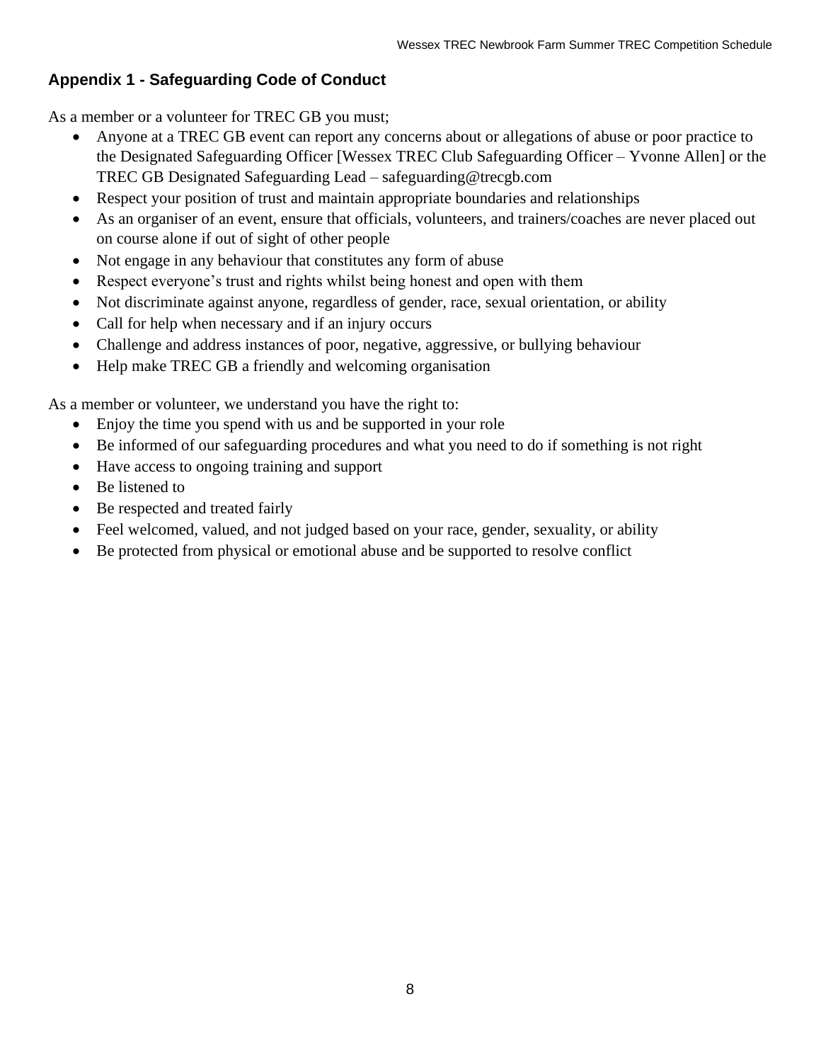## Appendix 1 - Safeguarding Code of Conduct

As a member or a volunteer for TREC GB you must;

- Anyone at a TREC GB event can report any concerns about or allegations of abuse or poor practice to the Designated Safeguarding Officer [Wessex TREC Club Safeguarding Officer – Yvonne Allen] or the TREC GB Designated Safeguarding Lead – safeguarding@trecgb.com
- Respect your position of trust and maintain appropriate boundaries and relationships
- As an organiser of an event, ensure that officials, volunteers, and trainers/coaches are never placed out on course alone if out of sight of other people
- Not engage in any behaviour that constitutes any form of abuse
- Respect everyone's trust and rights whilst being honest and open with them
- Not discriminate against anyone, regardless of gender, race, sexual orientation, or ability
- Call for help when necessary and if an injury occurs
- Challenge and address instances of poor, negative, aggressive, or bullying behaviour
- Help make TREC GB a friendly and welcoming organisation

As a member or volunteer, we understand you have the right to:

- Enjoy the time you spend with us and be supported in your role
- Be informed of our safeguarding procedures and what you need to do if something is not right
- Have access to ongoing training and support
- Be listened to
- Be respected and treated fairly
- Feel welcomed, valued, and not judged based on your race, gender, sexuality, or ability
- Be protected from physical or emotional abuse and be supported to resolve conflict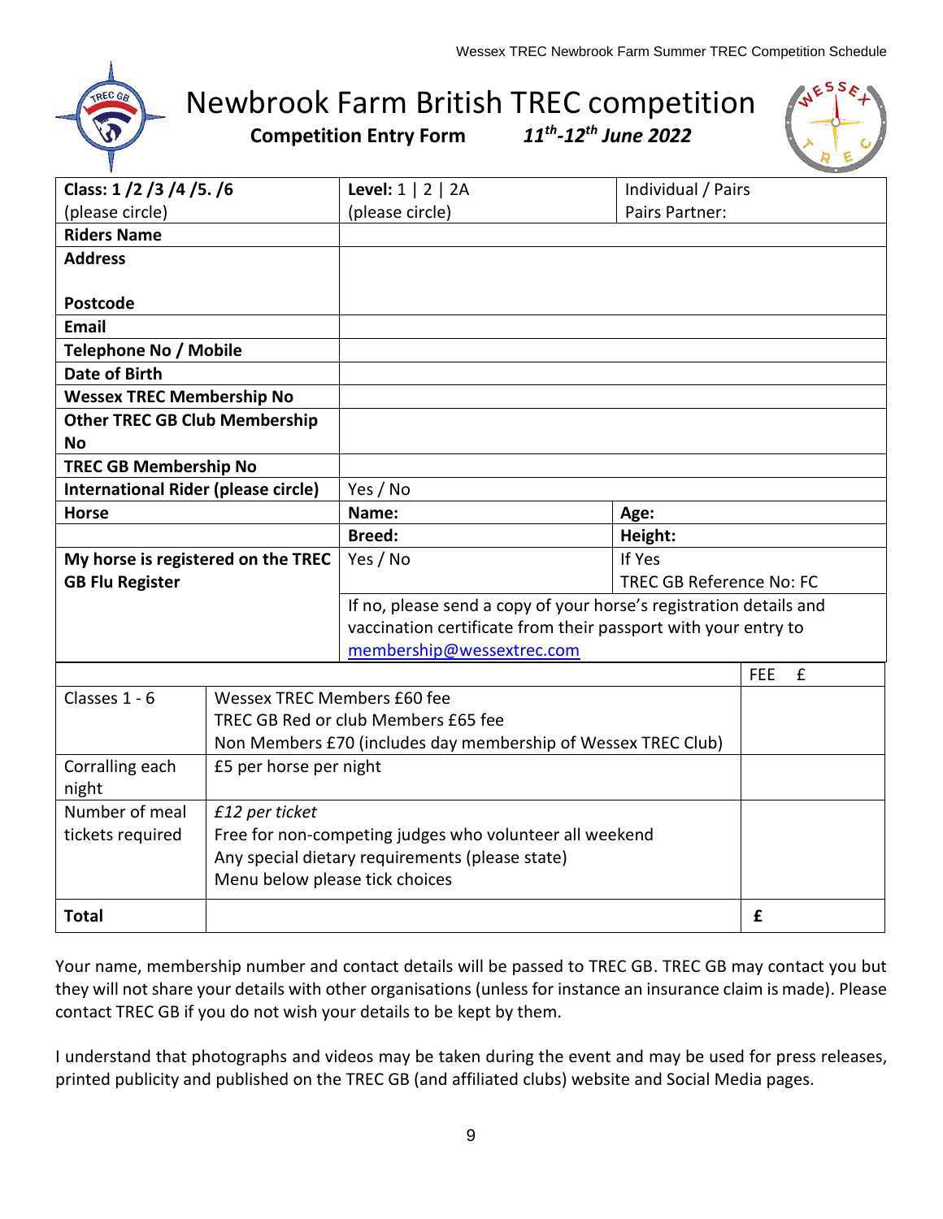# Newbrook Farm British TREC competition

**Competition Entry Form** ***11th-12th June 2022***

| | | |
|---|---|---|
| **Class: 1 /2 /3 /4 /5. /6** (please circle) | **Level:** 1 \| 2 \| 2A (please circle) | Individual / Pairs Pairs Partner: |
| **Riders Name** | | |
| **Address** **Postcode** | | |
| **Email** | | |
| **Telephone No / Mobile** | | |
| **Date of Birth** | | |
| **Wessex TREC Membership No** | | |
| **Other TREC GB Club Membership No** | | |
| **TREC GB Membership No** | | |
| **International Rider (please circle)** | Yes / No | |
| **Horse** | **Name:** | **Age:** |
| | **Breed:** | **Height:** |
| **My horse is registered on the TREC GB Flu Register** | Yes / No | If Yes TREC GB Reference No: FC |
| | If no, please send a copy of your horse's registration details and vaccination certificate from their passport with your entry to membership@wessextrec.com | |

| | | FEE £ |
|---|---|---|
| Classes 1 - 6 | Wessex TREC Members £60 fee<br>TREC GB Red or club Members £65 fee<br>Non Members £70 (includes day membership of Wessex TREC Club) | |
| Corralling each night | £5 per horse per night | |
| Number of meal tickets required | *£12 per ticket*<br>Free for non-competing judges who volunteer all weekend<br>Any special dietary requirements (please state)<br>Menu below please tick choices | |
| **Total** | | **£** |

Your name, membership number and contact details will be passed to TREC GB. TREC GB may contact you but they will not share your details with other organisations (unless for instance an insurance claim is made). Please contact TREC GB if you do not wish your details to be kept by them.

I understand that photographs and videos may be taken during the event and may be used for press releases, printed publicity and published on the TREC GB (and affiliated clubs) website and Social Media pages.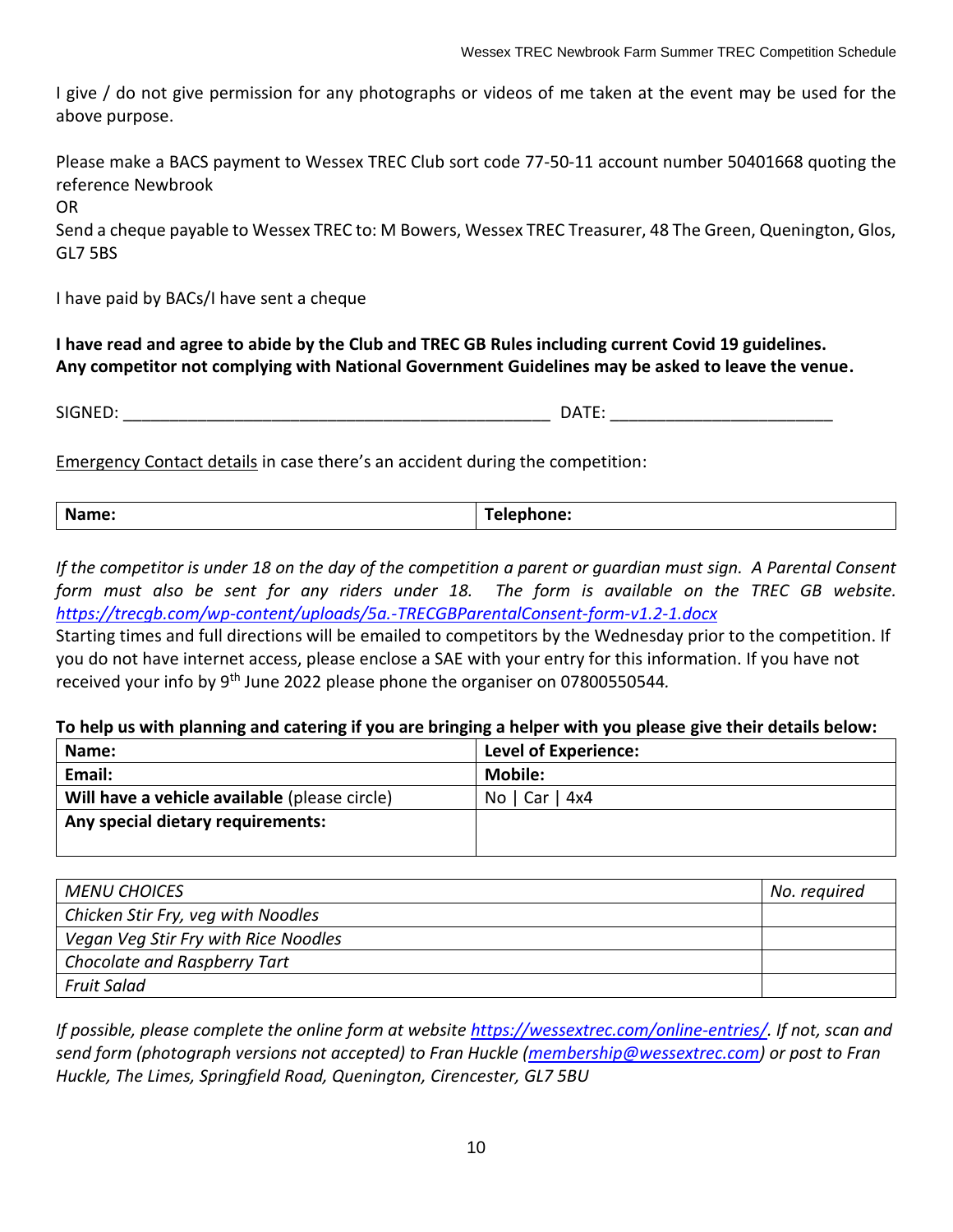I give / do not give permission for any photographs or videos of me taken at the event may be used for the above purpose.

Please make a BACS payment to Wessex TREC Club sort code 77-50-11 account number 50401668 quoting the reference Newbrook

OR

Send a cheque payable to Wessex TREC to: M Bowers, Wessex TREC Treasurer, 48 The Green, Quenington, Glos, GL7 5BS

I have paid by BACs/I have sent a cheque

**I have read and agree to abide by the Club and TREC GB Rules including current Covid 19 guidelines. Any competitor not complying with National Government Guidelines may be asked to leave the venue.**

SIGNED: _______________________________________________ DATE: ________________________

Emergency Contact details in case there's an accident during the competition:

| | |
|---|---|
| **Name:** | **Telephone:** |

*If the competitor is under 18 on the day of the competition a parent or guardian must sign. A Parental Consent form must also be sent for any riders under 18. The form is available on the TREC GB website. https://trecgb.com/wp-content/uploads/5a.-TRECGBParentalConsent-form-v1.2-1.docx*

Starting times and full directions will be emailed to competitors by the Wednesday prior to the competition. If you do not have internet access, please enclose a SAE with your entry for this information. If you have not received your info by 9th June 2022 please phone the organiser on 07800550544.

**To help us with planning and catering if you are bringing a helper with you please give their details below:**

| | |
|---|---|
| **Name:** | **Level of Experience:** |
| **Email:** | **Mobile:** |
| **Will have a vehicle available** (please circle) | No \| Car \| 4x4 |
| **Any special dietary requirements:** | |

| *MENU CHOICES* | *No. required* |
|---|---|
| *Chicken Stir Fry, veg with Noodles* | |
| *Vegan Veg Stir Fry with Rice Noodles* | |
| *Chocolate and Raspberry Tart* | |
| *Fruit Salad* | |

*If possible, please complete the online form at website https://wessextrec.com/online-entries/. If not, scan and send form (photograph versions not accepted) to Fran Huckle (membership@wessextrec.com) or post to Fran Huckle, The Limes, Springfield Road, Quenington, Cirencester, GL7 5BU*